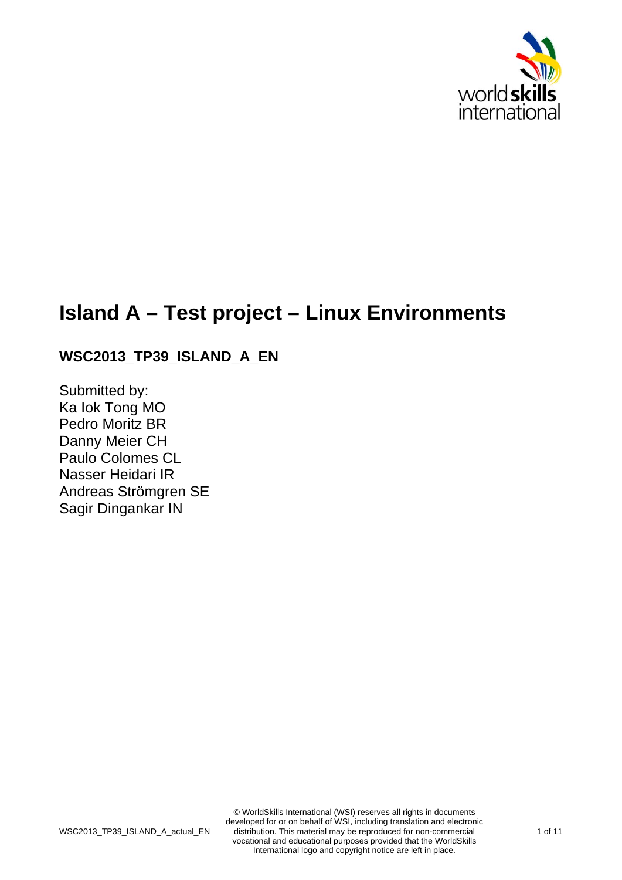# Island A – Test project – Linux Environments

## WSC2013_TP39_ISLAND_A_EN

Submitted by:
Ka Iok Tong MO
Pedro Moritz BR
Danny Meier CH
Paulo Colomes CL
Nasser Heidari IR
Andreas Strömgren SE
Sagir Dingankar IN

© WorldSkills International (WSI) reserves all rights in documents developed for or on behalf of WSI, including translation and electronic distribution. This material may be reproduced for non-commercial vocational and educational purposes provided that the WorldSkills International logo and copyright notice are left in place.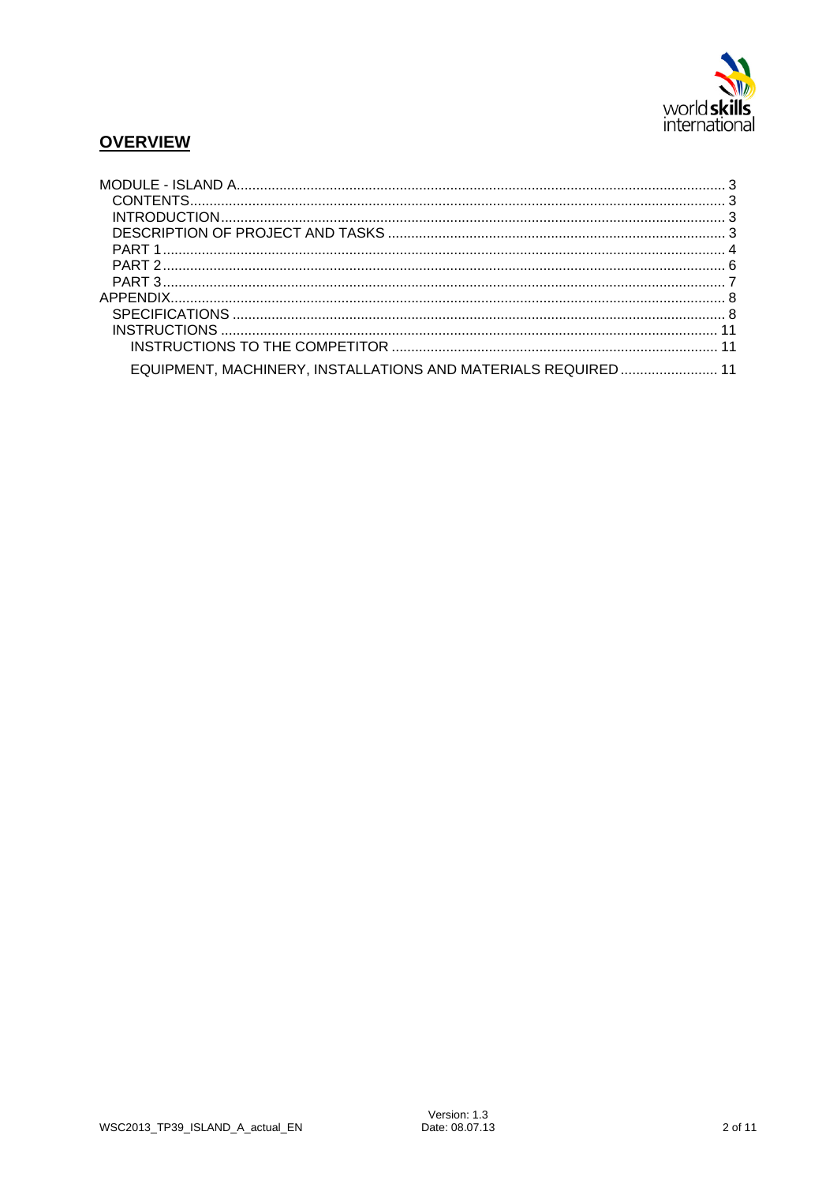## OVERVIEW

- MODULE - ISLAND A .......... 3
  - CONTENTS .......... 3
  - INTRODUCTION .......... 3
  - DESCRIPTION OF PROJECT AND TASKS .......... 3
  - PART 1 .......... 4
  - PART 2 .......... 6
  - PART 3 .......... 7
- APPENDIX .......... 8
  - SPECIFICATIONS .......... 8
  - INSTRUCTIONS .......... 11
    - INSTRUCTIONS TO THE COMPETITOR .......... 11
    - EQUIPMENT, MACHINERY, INSTALLATIONS AND MATERIALS REQUIRED .......... 11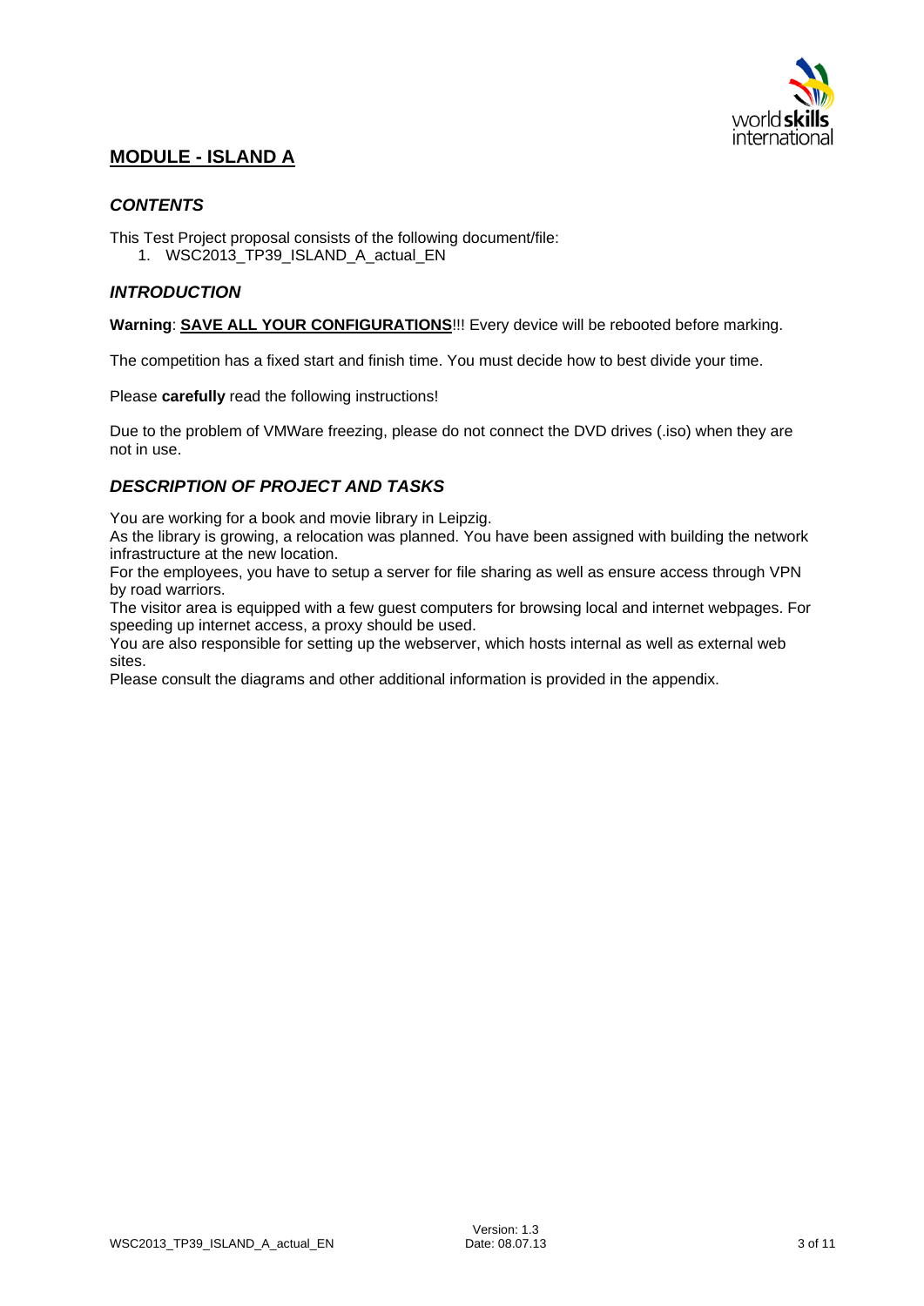## MODULE - ISLAND A

### *CONTENTS*

This Test Project proposal consists of the following document/file:

1. WSC2013_TP39_ISLAND_A_actual_EN

### *INTRODUCTION*

**Warning**: **SAVE ALL YOUR CONFIGURATIONS**!!! Every device will be rebooted before marking.

The competition has a fixed start and finish time. You must decide how to best divide your time.

Please **carefully** read the following instructions!

Due to the problem of VMWare freezing, please do not connect the DVD drives (.iso) when they are not in use.

### *DESCRIPTION OF PROJECT AND TASKS*

You are working for a book and movie library in Leipzig.
As the library is growing, a relocation was planned. You have been assigned with building the network infrastructure at the new location.
For the employees, you have to setup a server for file sharing as well as ensure access through VPN by road warriors.
The visitor area is equipped with a few guest computers for browsing local and internet webpages. For speeding up internet access, a proxy should be used.
You are also responsible for setting up the webserver, which hosts internal as well as external web sites.
Please consult the diagrams and other additional information is provided in the appendix.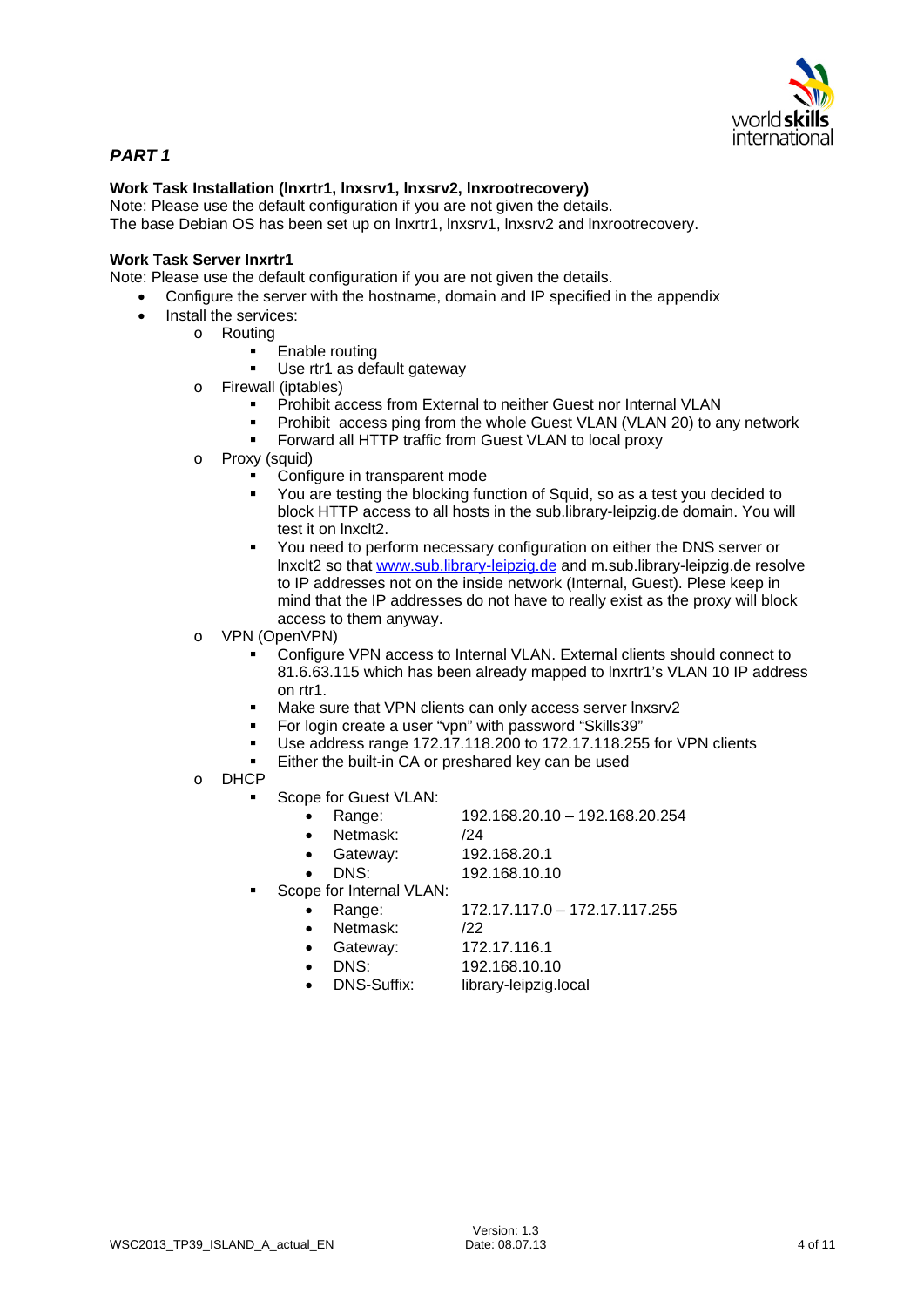## *PART 1*

**Work Task Installation (lnxrtr1, lnxsrv1, lnxsrv2, lnxrootrecovery)**
Note: Please use the default configuration if you are not given the details.
The base Debian OS has been set up on lnxrtr1, lnxsrv1, lnxsrv2 and lnxrootrecovery.

**Work Task Server lnxrtr1**
Note: Please use the default configuration if you are not given the details.

- Configure the server with the hostname, domain and IP specified in the appendix
- Install the services:
  - Routing
    - Enable routing
    - Use rtr1 as default gateway
  - Firewall (iptables)
    - Prohibit access from External to neither Guest nor Internal VLAN
    - Prohibit access ping from the whole Guest VLAN (VLAN 20) to any network
    - Forward all HTTP traffic from Guest VLAN to local proxy
  - Proxy (squid)
    - Configure in transparent mode
    - You are testing the blocking function of Squid, so as a test you decided to block HTTP access to all hosts in the sub.library-leipzig.de domain. You will test it on lnxclt2.
    - You need to perform necessary configuration on either the DNS server or lnxclt2 so that www.sub.library-leipzig.de and m.sub.library-leipzig.de resolve to IP addresses not on the inside network (Internal, Guest). Plese keep in mind that the IP addresses do not have to really exist as the proxy will block access to them anyway.
  - VPN (OpenVPN)
    - Configure VPN access to Internal VLAN. External clients should connect to 81.6.63.115 which has been already mapped to lnxrtr1's VLAN 10 IP address on rtr1.
    - Make sure that VPN clients can only access server lnxsrv2
    - For login create a user "vpn" with password "Skills39"
    - Use address range 172.17.118.200 to 172.17.118.255 for VPN clients
    - Either the built-in CA or preshared key can be used
  - DHCP
    - Scope for Guest VLAN:
      - Range: 192.168.20.10 – 192.168.20.254
      - Netmask: /24
      - Gateway: 192.168.20.1
      - DNS: 192.168.10.10
    - Scope for Internal VLAN:
      - Range: 172.17.117.0 – 172.17.117.255
      - Netmask: /22
      - Gateway: 172.17.116.1
      - DNS: 192.168.10.10
      - DNS-Suffix: library-leipzig.local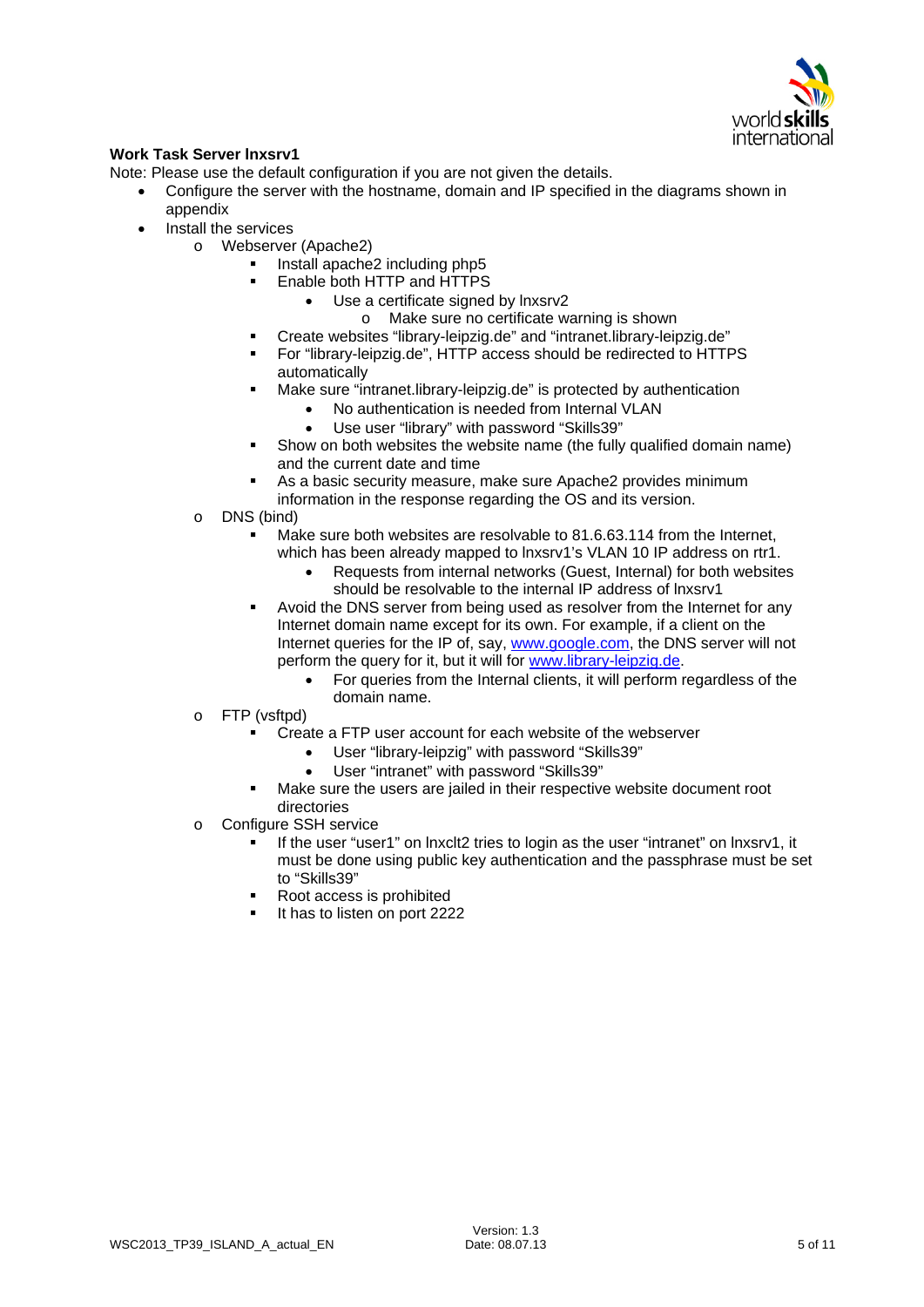**Work Task Server lnxsrv1**

Note: Please use the default configuration if you are not given the details.

- Configure the server with the hostname, domain and IP specified in the diagrams shown in appendix
- Install the services
    - Webserver (Apache2)
        - Install apache2 including php5
        - Enable both HTTP and HTTPS
            - Use a certificate signed by lnxsrv2
                - Make sure no certificate warning is shown
        - Create websites "library-leipzig.de" and "intranet.library-leipzig.de"
        - For "library-leipzig.de", HTTP access should be redirected to HTTPS automatically
        - Make sure "intranet.library-leipzig.de" is protected by authentication
            - No authentication is needed from Internal VLAN
            - Use user "library" with password "Skills39"
        - Show on both websites the website name (the fully qualified domain name) and the current date and time
        - As a basic security measure, make sure Apache2 provides minimum information in the response regarding the OS and its version.
    - DNS (bind)
        - Make sure both websites are resolvable to 81.6.63.114 from the Internet, which has been already mapped to lnxsrv1's VLAN 10 IP address on rtr1.
            - Requests from internal networks (Guest, Internal) for both websites should be resolvable to the internal IP address of lnxsrv1
        - Avoid the DNS server from being used as resolver from the Internet for any Internet domain name except for its own. For example, if a client on the Internet queries for the IP of, say, www.google.com, the DNS server will not perform the query for it, but it will for www.library-leipzig.de.
            - For queries from the Internal clients, it will perform regardless of the domain name.
    - FTP (vsftpd)
        - Create a FTP user account for each website of the webserver
            - User "library-leipzig" with password "Skills39"
            - User "intranet" with password "Skills39"
        - Make sure the users are jailed in their respective website document root directories
    - Configure SSH service
        - If the user "user1" on lnxclt2 tries to login as the user "intranet" on lnxsrv1, it must be done using public key authentication and the passphrase must be set to "Skills39"
        - Root access is prohibited
        - It has to listen on port 2222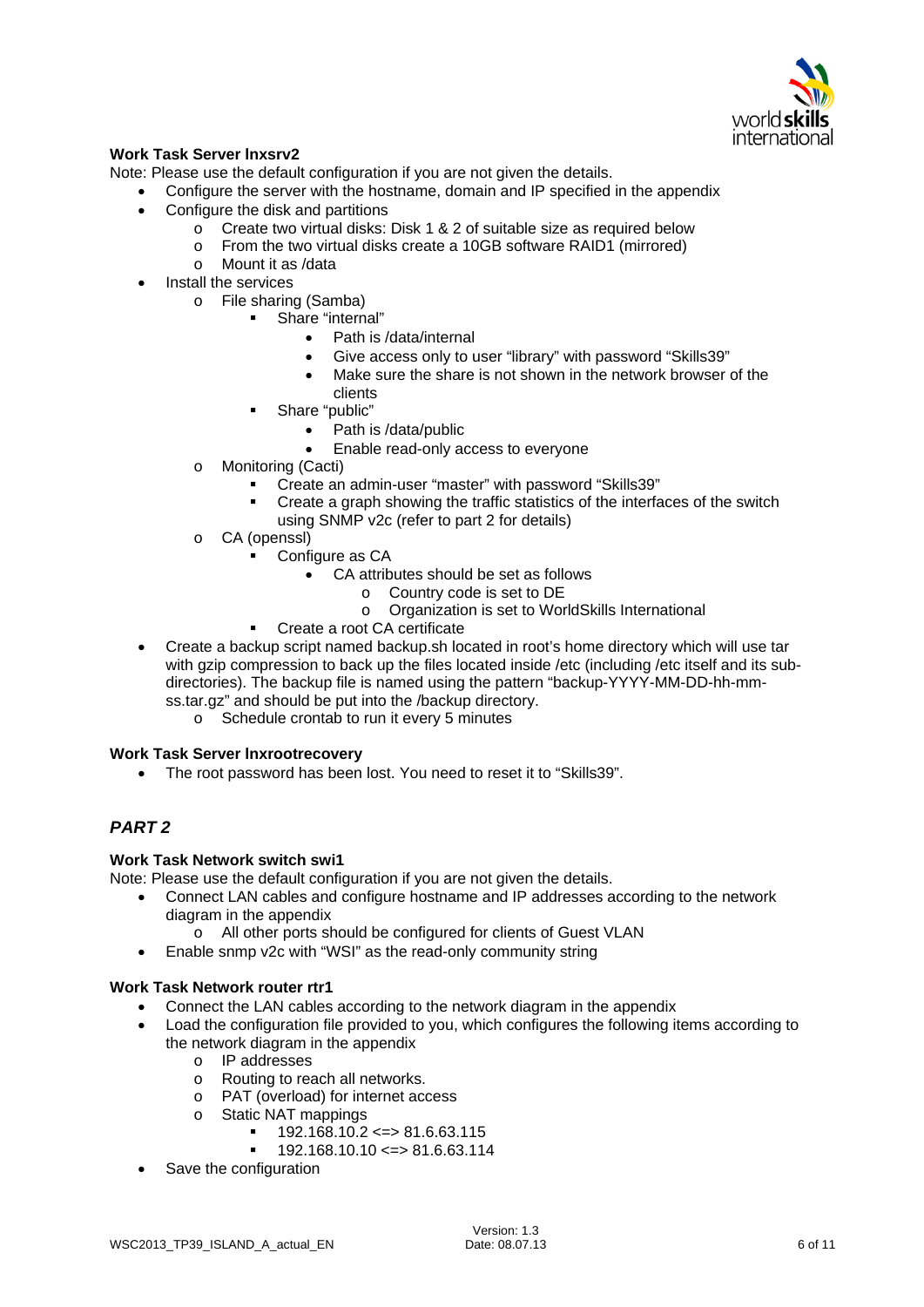**Work Task Server lnxsrv2**

Note: Please use the default configuration if you are not given the details.

- Configure the server with the hostname, domain and IP specified in the appendix
- Configure the disk and partitions
  - Create two virtual disks: Disk 1 & 2 of suitable size as required below
  - From the two virtual disks create a 10GB software RAID1 (mirrored)
  - Mount it as /data
- Install the services
  - File sharing (Samba)
    - Share “internal”
      - Path is /data/internal
      - Give access only to user “library” with password “Skills39”
      - Make sure the share is not shown in the network browser of the clients
    - Share “public”
      - Path is /data/public
      - Enable read-only access to everyone
  - Monitoring (Cacti)
    - Create an admin-user “master” with password “Skills39”
    - Create a graph showing the traffic statistics of the interfaces of the switch using SNMP v2c (refer to part 2 for details)
  - CA (openssl)
    - Configure as CA
      - CA attributes should be set as follows
        - Country code is set to DE
        - Organization is set to WorldSkills International
    - Create a root CA certificate
- Create a backup script named backup.sh located in root’s home directory which will use tar with gzip compression to back up the files located inside /etc (including /etc itself and its sub-directories). The backup file is named using the pattern “backup-YYYY-MM-DD-hh-mm-ss.tar.gz” and should be put into the /backup directory.
  - Schedule crontab to run it every 5 minutes

**Work Task Server lnxrootrecovery**

- The root password has been lost. You need to reset it to “Skills39”.

## *PART 2*

**Work Task Network switch swi1**

Note: Please use the default configuration if you are not given the details.

- Connect LAN cables and configure hostname and IP addresses according to the network diagram in the appendix
  - All other ports should be configured for clients of Guest VLAN
- Enable snmp v2c with “WSI” as the read-only community string

**Work Task Network router rtr1**

- Connect the LAN cables according to the network diagram in the appendix
- Load the configuration file provided to you, which configures the following items according to the network diagram in the appendix
  - IP addresses
  - Routing to reach all networks.
  - PAT (overload) for internet access
  - Static NAT mappings
    - 192.168.10.2 <=> 81.6.63.115
    - 192.168.10.10 <=> 81.6.63.114
- Save the configuration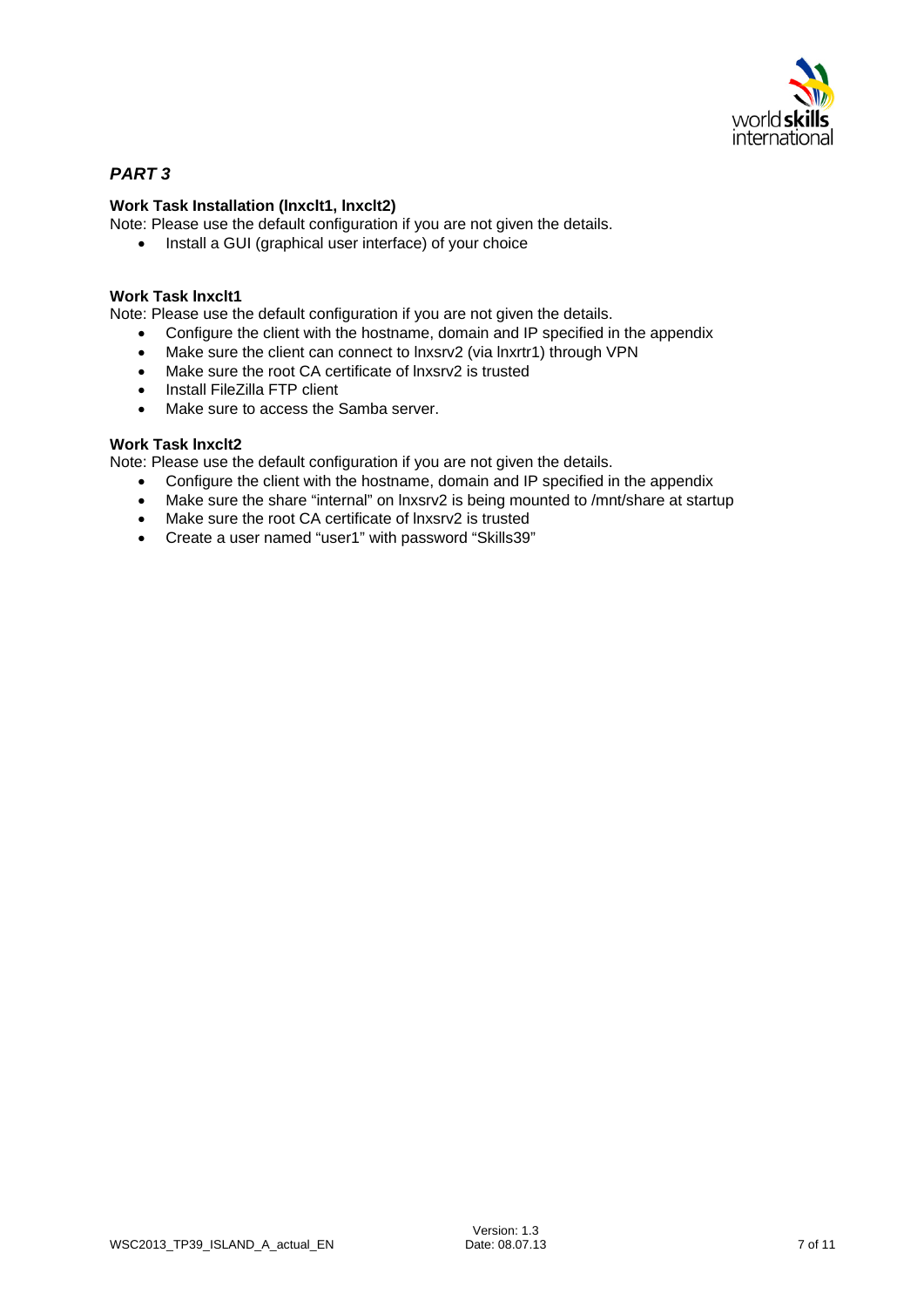## *PART 3*

**Work Task Installation (lnxclt1, lnxclt2)**

Note: Please use the default configuration if you are not given the details.

- Install a GUI (graphical user interface) of your choice

**Work Task lnxclt1**

Note: Please use the default configuration if you are not given the details.

- Configure the client with the hostname, domain and IP specified in the appendix
- Make sure the client can connect to lnxsrv2 (via lnxrtr1) through VPN
- Make sure the root CA certificate of lnxsrv2 is trusted
- Install FileZilla FTP client
- Make sure to access the Samba server.

**Work Task lnxclt2**

Note: Please use the default configuration if you are not given the details.

- Configure the client with the hostname, domain and IP specified in the appendix
- Make sure the share "internal" on lnxsrv2 is being mounted to /mnt/share at startup
- Make sure the root CA certificate of lnxsrv2 is trusted
- Create a user named "user1" with password "Skills39"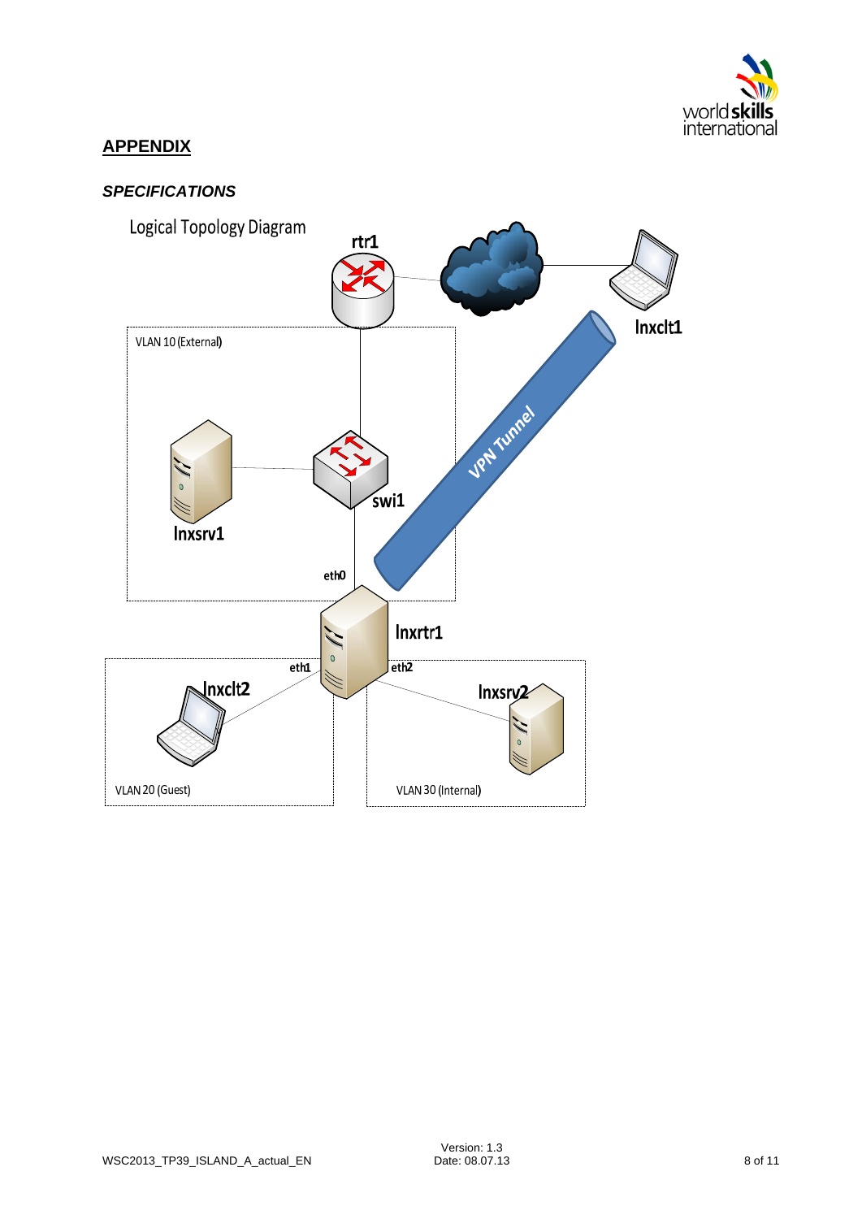## APPENDIX

### *SPECIFICATIONS*

Logical Topology Diagram

rtr1

lnxclt1

VLAN 10 (External)

VPN Tunnel

swi1

lnxsrv1

eth0

lnxrtr1

eth1

eth2

lnxclt2

lnxsrv2

VLAN 20 (Guest)

VLAN 30 (Internal)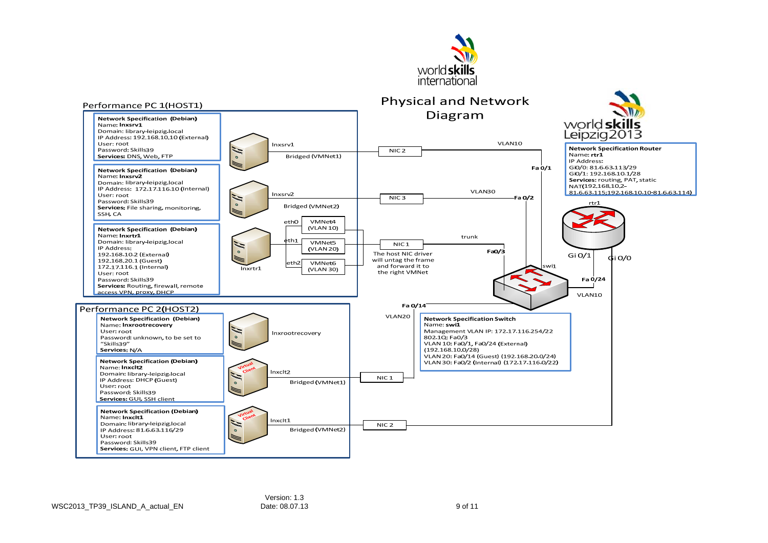# Physical and Network Diagram

## Performance PC 1(HOST1)

**Network Specification (Debian)**
Name: **lnxsrv1**
Domain: library-leipzig.local
IP Address: 192.168.10.10 (External)
User: root
Password: Skills39
**Services:** DNS, Web, FTP

lnxsrv1 — Bridged (VMNet1) — NIC 2 — VLAN10 — Fa 0/1

**Network Specification (Debian)**
Name: **lnxsrv2**
Domain: library-leipzig.local
IP Address: 172.17.116.10 (Internal)
User: root
Password: Skills39
**Services:** File sharing, monitoring, SSH, CA

lnxsrv2 — Bridged (VMNet2) — NIC 3 — VLAN30 — Fa 0/2

**Network Specification (Debian)**
Name: **lnxrtr1**
Domain: library-leipzig.local
IP Address:
192.168.10.2 (External)
192.168.20.1 (Guest)
172.17.116.1 (Internal)
User: root
Password: Skills39
**Services:** Routing, firewall, remote access VPN, proxy, DHCP

lnxrtr1: eth0 — VMNet4 (VLAN 10); eth1 — VMNet5 (VLAN 20); eth2 — VMNet6 (VLAN 30) — NIC 1 — trunk — Fa0/3

The host NIC driver will untag the frame and forward it to the right VMNet

## Performance PC 2(HOST2)

**Network Specification (Debian)**
Name: **lnxrootrecovery**
User: root
Password: unknown, to be set to "Skills39"
**Services:** N/A

lnxrootrecovery

**Network Specification (Debian)**
Name: **lnxclt2**
Domain: library-leipzig.local
IP Address: DHCP (Guest)
User: root
Password: Skills39
**Services:** GUI, SSH client

lnxclt2 (Virtual Client) — Bridged (VMNet1) — NIC 1 — VLAN20 — Fa 0/14

**Network Specification (Debian)**
Name: **lnxclt1**
Domain: library-leipzig.local
IP Address: 81.6.63.116/29
User: root
Password: Skills39
**Services:** GUI, VPN client, FTP client

lnxclt1 (Virtual Client) — Bridged (VMNet2) — NIC 2 — Gi 0/0

## worldskills Leipzig2013

**Network Specification Router**
Name: **rtr1**
IP Address:
Gi0/0: 81.6.63.113/29
Gi0/1: 192.168.10.1/28
**Services:** routing, PAT, static NAT(192.168.10.2-81.6.63.115;192.168.10.10-81.6.63.114)

rtr1: Gi 0/1 — Fa 0/24 (VLAN10) — swi1; Gi 0/0

**Network Specification Switch**
Name: **swi1**
Management VLAN IP: 172.17.116.254/22
802.1Q: Fa0/3
VLAN 10: Fa0/1, Fa0/24 (External) (192.168.10.0/28)
VLAN 20: Fa0/14 (Guest) (192.168.20.0/24)
VLAN 30: Fa0/2 (Internal) (172.17.116.0/22)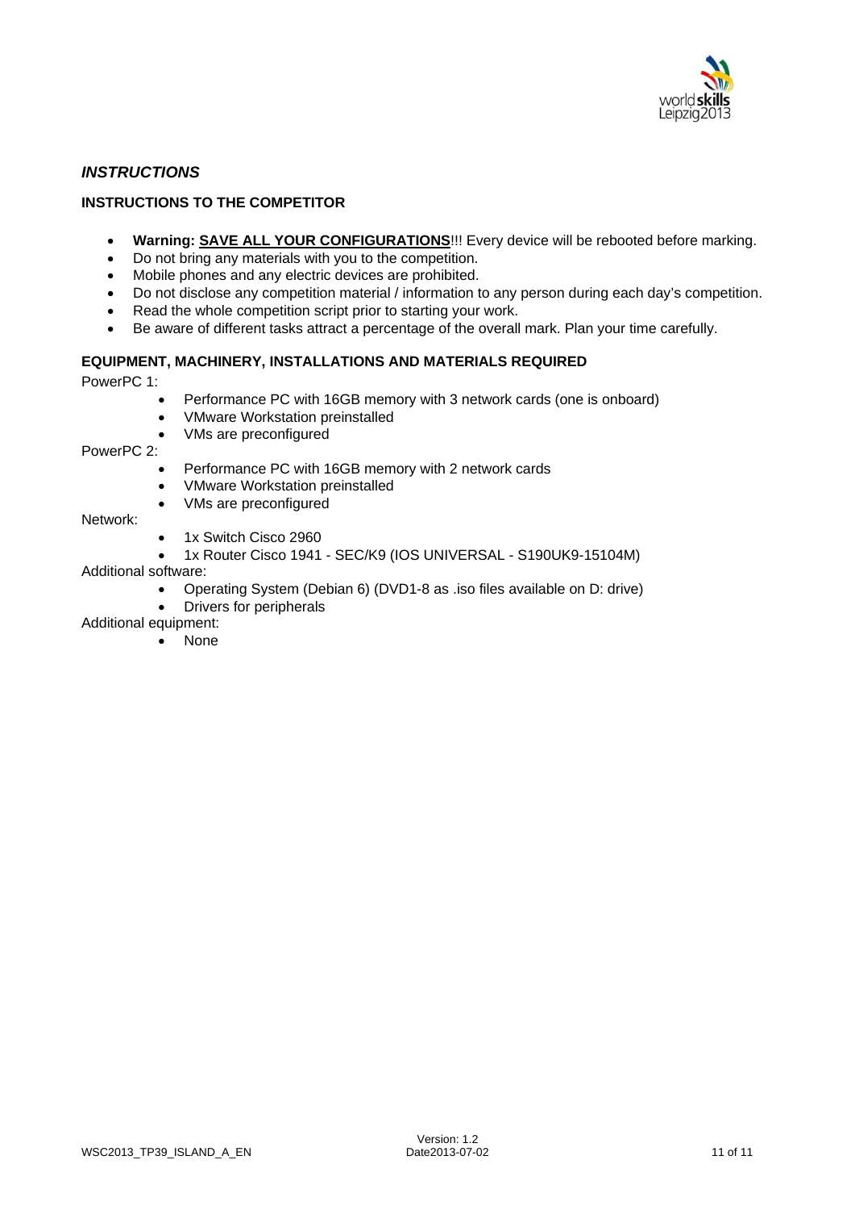## *INSTRUCTIONS*

### INSTRUCTIONS TO THE COMPETITOR

- **Warning: SAVE ALL YOUR CONFIGURATIONS**!!! Every device will be rebooted before marking.
- Do not bring any materials with you to the competition.
- Mobile phones and any electric devices are prohibited.
- Do not disclose any competition material / information to any person during each day's competition.
- Read the whole competition script prior to starting your work.
- Be aware of different tasks attract a percentage of the overall mark. Plan your time carefully.

### EQUIPMENT, MACHINERY, INSTALLATIONS AND MATERIALS REQUIRED

PowerPC 1:

- Performance PC with 16GB memory with 3 network cards (one is onboard)
- VMware Workstation preinstalled
- VMs are preconfigured

PowerPC 2:

- Performance PC with 16GB memory with 2 network cards
- VMware Workstation preinstalled
- VMs are preconfigured

Network:

- 1x Switch Cisco 2960
- 1x Router Cisco 1941 - SEC/K9 (IOS UNIVERSAL - S190UK9-15104M)

Additional software:

- Operating System (Debian 6) (DVD1-8 as .iso files available on D: drive)
- Drivers for peripherals

Additional equipment:

- None